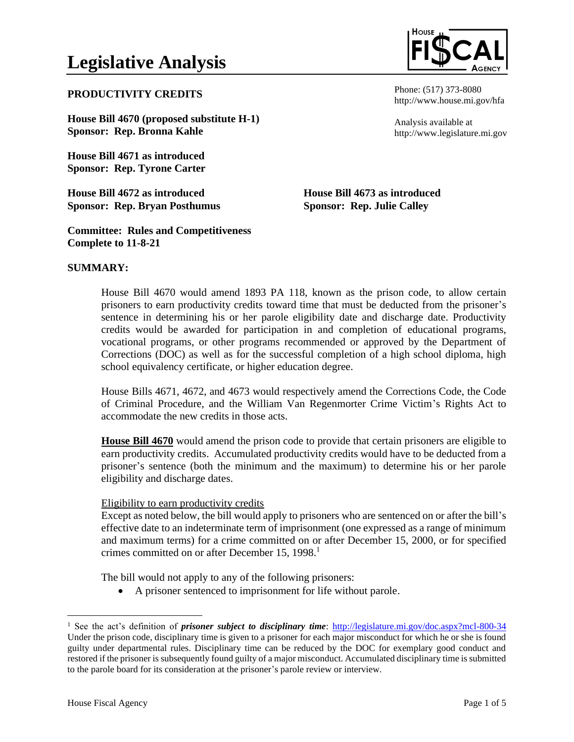# Legislative Analysis

HOUSE FISCAL AGENCY

Phone: (517) 373-8080
http://www.house.mi.gov/hfa

Analysis available at
http://www.legislature.mi.gov

**PRODUCTIVITY CREDITS**

**House Bill 4670 (proposed substitute H-1)**
**Sponsor: Rep. Bronna Kahle**

**House Bill 4671 as introduced**
**Sponsor: Rep. Tyrone Carter**

**House Bill 4672 as introduced**
**Sponsor: Rep. Bryan Posthumus**

**House Bill 4673 as introduced**
**Sponsor: Rep. Julie Calley**

**Committee: Rules and Competitiveness**
**Complete to 11-8-21**

**SUMMARY:**

House Bill 4670 would amend 1893 PA 118, known as the prison code, to allow certain prisoners to earn productivity credits toward time that must be deducted from the prisoner's sentence in determining his or her parole eligibility date and discharge date. Productivity credits would be awarded for participation in and completion of educational programs, vocational programs, or other programs recommended or approved by the Department of Corrections (DOC) as well as for the successful completion of a high school diploma, high school equivalency certificate, or higher education degree.

House Bills 4671, 4672, and 4673 would respectively amend the Corrections Code, the Code of Criminal Procedure, and the William Van Regenmorter Crime Victim's Rights Act to accommodate the new credits in those acts.

**House Bill 4670** would amend the prison code to provide that certain prisoners are eligible to earn productivity credits. Accumulated productivity credits would have to be deducted from a prisoner's sentence (both the minimum and the maximum) to determine his or her parole eligibility and discharge dates.

Eligibility to earn productivity credits

Except as noted below, the bill would apply to prisoners who are sentenced on or after the bill's effective date to an indeterminate term of imprisonment (one expressed as a range of minimum and maximum terms) for a crime committed on or after December 15, 2000, or for specified crimes committed on or after December 15, 1998.[1]

The bill would not apply to any of the following prisoners:

- A prisoner sentenced to imprisonment for life without parole.

[1] See the act's definition of ***prisoner subject to disciplinary time***: http://legislature.mi.gov/doc.aspx?mcl-800-34 Under the prison code, disciplinary time is given to a prisoner for each major misconduct for which he or she is found guilty under departmental rules. Disciplinary time can be reduced by the DOC for exemplary good conduct and restored if the prisoner is subsequently found guilty of a major misconduct. Accumulated disciplinary time is submitted to the parole board for its consideration at the prisoner's parole review or interview.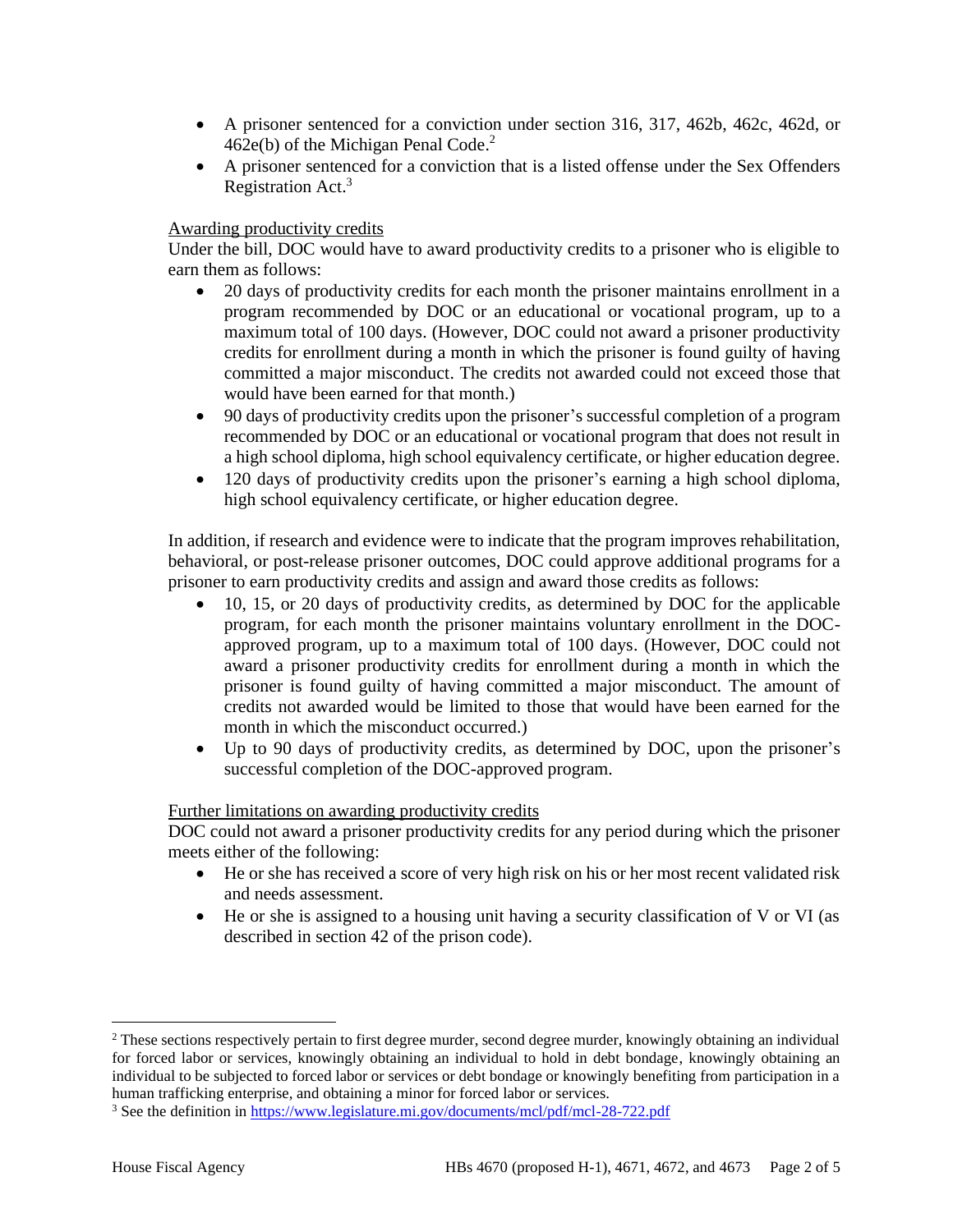- A prisoner sentenced for a conviction under section 316, 317, 462b, 462c, 462d, or 462e(b) of the Michigan Penal Code.[2]
- A prisoner sentenced for a conviction that is a listed offense under the Sex Offenders Registration Act.[3]

Awarding productivity credits

Under the bill, DOC would have to award productivity credits to a prisoner who is eligible to earn them as follows:

- 20 days of productivity credits for each month the prisoner maintains enrollment in a program recommended by DOC or an educational or vocational program, up to a maximum total of 100 days. (However, DOC could not award a prisoner productivity credits for enrollment during a month in which the prisoner is found guilty of having committed a major misconduct. The credits not awarded could not exceed those that would have been earned for that month.)
- 90 days of productivity credits upon the prisoner's successful completion of a program recommended by DOC or an educational or vocational program that does not result in a high school diploma, high school equivalency certificate, or higher education degree.
- 120 days of productivity credits upon the prisoner's earning a high school diploma, high school equivalency certificate, or higher education degree.

In addition, if research and evidence were to indicate that the program improves rehabilitation, behavioral, or post-release prisoner outcomes, DOC could approve additional programs for a prisoner to earn productivity credits and assign and award those credits as follows:

- 10, 15, or 20 days of productivity credits, as determined by DOC for the applicable program, for each month the prisoner maintains voluntary enrollment in the DOC-approved program, up to a maximum total of 100 days. (However, DOC could not award a prisoner productivity credits for enrollment during a month in which the prisoner is found guilty of having committed a major misconduct. The amount of credits not awarded would be limited to those that would have been earned for the month in which the misconduct occurred.)
- Up to 90 days of productivity credits, as determined by DOC, upon the prisoner's successful completion of the DOC-approved program.

Further limitations on awarding productivity credits

DOC could not award a prisoner productivity credits for any period during which the prisoner meets either of the following:

- He or she has received a score of very high risk on his or her most recent validated risk and needs assessment.
- He or she is assigned to a housing unit having a security classification of V or VI (as described in section 42 of the prison code).

---

[2] These sections respectively pertain to first degree murder, second degree murder, knowingly obtaining an individual for forced labor or services, knowingly obtaining an individual to hold in debt bondage, knowingly obtaining an individual to be subjected to forced labor or services or debt bondage or knowingly benefiting from participation in a human trafficking enterprise, and obtaining a minor for forced labor or services.

[3] See the definition in https://www.legislature.mi.gov/documents/mcl/pdf/mcl-28-722.pdf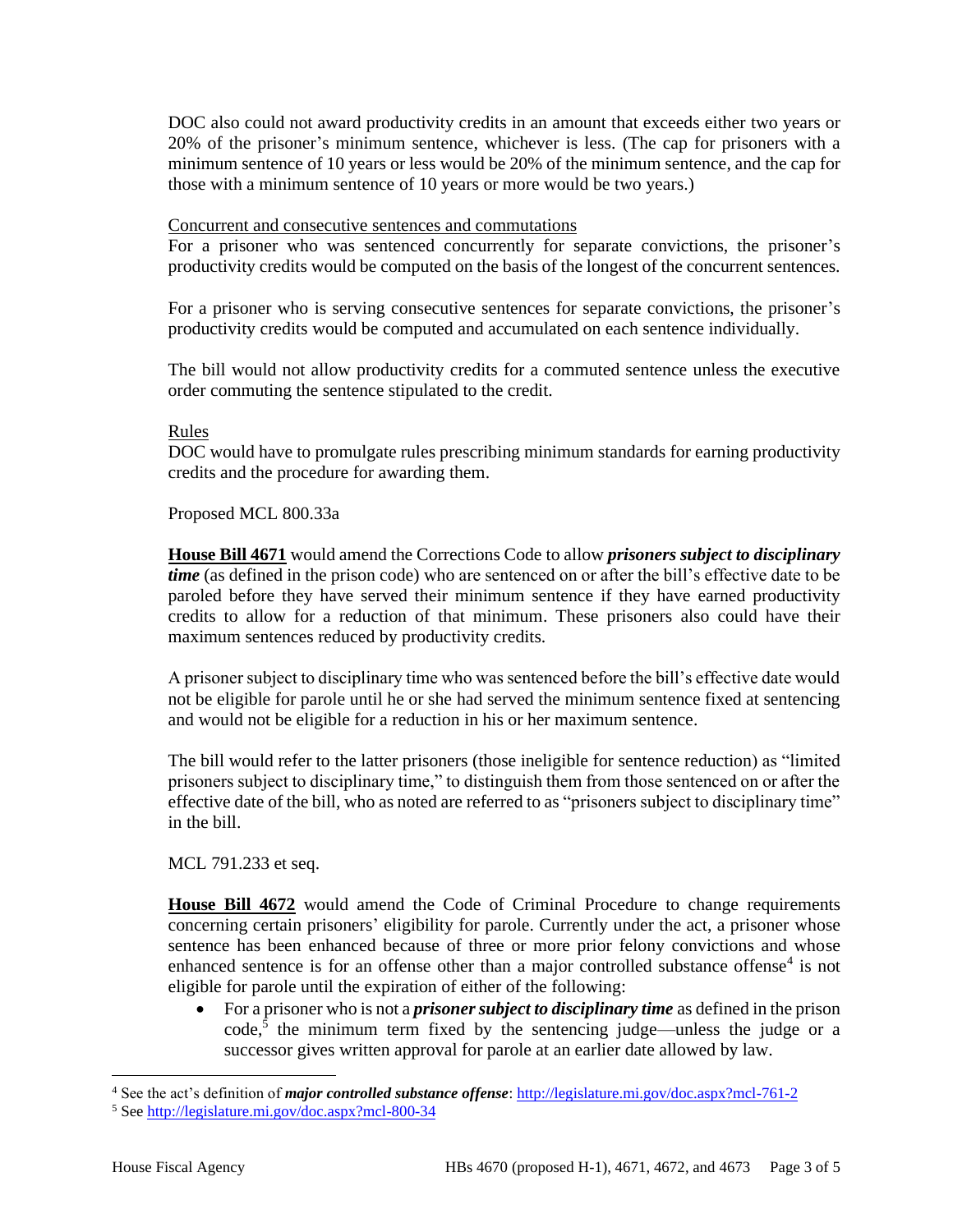DOC also could not award productivity credits in an amount that exceeds either two years or 20% of the prisoner's minimum sentence, whichever is less. (The cap for prisoners with a minimum sentence of 10 years or less would be 20% of the minimum sentence, and the cap for those with a minimum sentence of 10 years or more would be two years.)

Concurrent and consecutive sentences and commutations

For a prisoner who was sentenced concurrently for separate convictions, the prisoner's productivity credits would be computed on the basis of the longest of the concurrent sentences.

For a prisoner who is serving consecutive sentences for separate convictions, the prisoner's productivity credits would be computed and accumulated on each sentence individually.

The bill would not allow productivity credits for a commuted sentence unless the executive order commuting the sentence stipulated to the credit.

Rules

DOC would have to promulgate rules prescribing minimum standards for earning productivity credits and the procedure for awarding them.

Proposed MCL 800.33a

**House Bill 4671** would amend the Corrections Code to allow ***prisoners subject to disciplinary time*** (as defined in the prison code) who are sentenced on or after the bill's effective date to be paroled before they have served their minimum sentence if they have earned productivity credits to allow for a reduction of that minimum. These prisoners also could have their maximum sentences reduced by productivity credits.

A prisoner subject to disciplinary time who was sentenced before the bill's effective date would not be eligible for parole until he or she had served the minimum sentence fixed at sentencing and would not be eligible for a reduction in his or her maximum sentence.

The bill would refer to the latter prisoners (those ineligible for sentence reduction) as "limited prisoners subject to disciplinary time," to distinguish them from those sentenced on or after the effective date of the bill, who as noted are referred to as "prisoners subject to disciplinary time" in the bill.

MCL 791.233 et seq.

**House Bill 4672** would amend the Code of Criminal Procedure to change requirements concerning certain prisoners' eligibility for parole. Currently under the act, a prisoner whose sentence has been enhanced because of three or more prior felony convictions and whose enhanced sentence is for an offense other than a major controlled substance offense[4] is not eligible for parole until the expiration of either of the following:

- For a prisoner who is not a ***prisoner subject to disciplinary time*** as defined in the prison code,[5] the minimum term fixed by the sentencing judge—unless the judge or a successor gives written approval for parole at an earlier date allowed by law.

---

[4] See the act's definition of ***major controlled substance offense***: http://legislature.mi.gov/doc.aspx?mcl-761-2

[5] See http://legislature.mi.gov/doc.aspx?mcl-800-34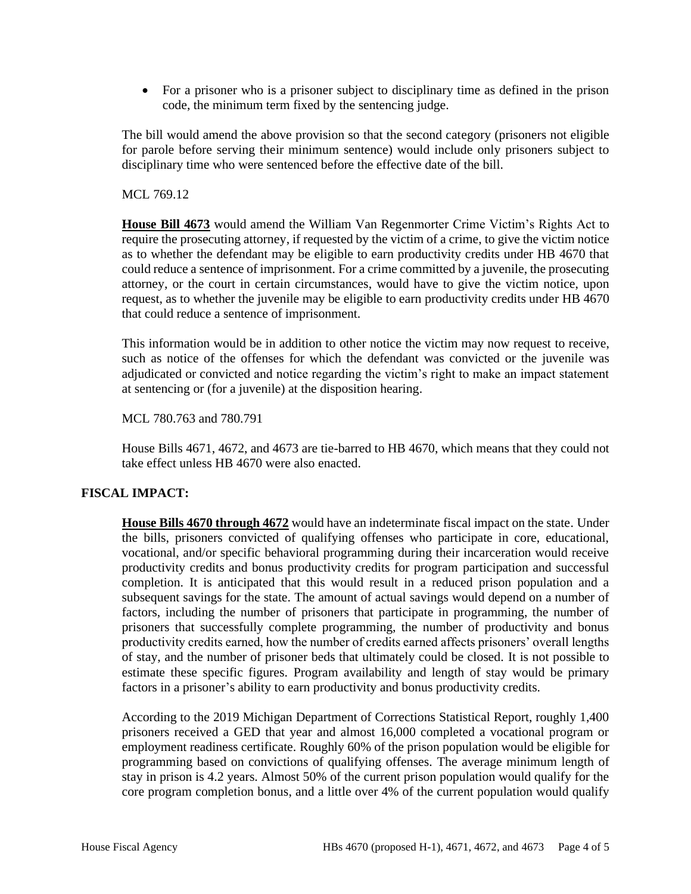- For a prisoner who is a prisoner subject to disciplinary time as defined in the prison code, the minimum term fixed by the sentencing judge.

The bill would amend the above provision so that the second category (prisoners not eligible for parole before serving their minimum sentence) would include only prisoners subject to disciplinary time who were sentenced before the effective date of the bill.

MCL 769.12

**House Bill 4673** would amend the William Van Regenmorter Crime Victim's Rights Act to require the prosecuting attorney, if requested by the victim of a crime, to give the victim notice as to whether the defendant may be eligible to earn productivity credits under HB 4670 that could reduce a sentence of imprisonment. For a crime committed by a juvenile, the prosecuting attorney, or the court in certain circumstances, would have to give the victim notice, upon request, as to whether the juvenile may be eligible to earn productivity credits under HB 4670 that could reduce a sentence of imprisonment.

This information would be in addition to other notice the victim may now request to receive, such as notice of the offenses for which the defendant was convicted or the juvenile was adjudicated or convicted and notice regarding the victim's right to make an impact statement at sentencing or (for a juvenile) at the disposition hearing.

MCL 780.763 and 780.791

House Bills 4671, 4672, and 4673 are tie-barred to HB 4670, which means that they could not take effect unless HB 4670 were also enacted.

## FISCAL IMPACT:

**House Bills 4670 through 4672** would have an indeterminate fiscal impact on the state. Under the bills, prisoners convicted of qualifying offenses who participate in core, educational, vocational, and/or specific behavioral programming during their incarceration would receive productivity credits and bonus productivity credits for program participation and successful completion. It is anticipated that this would result in a reduced prison population and a subsequent savings for the state. The amount of actual savings would depend on a number of factors, including the number of prisoners that participate in programming, the number of prisoners that successfully complete programming, the number of productivity and bonus productivity credits earned, how the number of credits earned affects prisoners' overall lengths of stay, and the number of prisoner beds that ultimately could be closed. It is not possible to estimate these specific figures. Program availability and length of stay would be primary factors in a prisoner's ability to earn productivity and bonus productivity credits.

According to the 2019 Michigan Department of Corrections Statistical Report, roughly 1,400 prisoners received a GED that year and almost 16,000 completed a vocational program or employment readiness certificate. Roughly 60% of the prison population would be eligible for programming based on convictions of qualifying offenses. The average minimum length of stay in prison is 4.2 years. Almost 50% of the current prison population would qualify for the core program completion bonus, and a little over 4% of the current population would qualify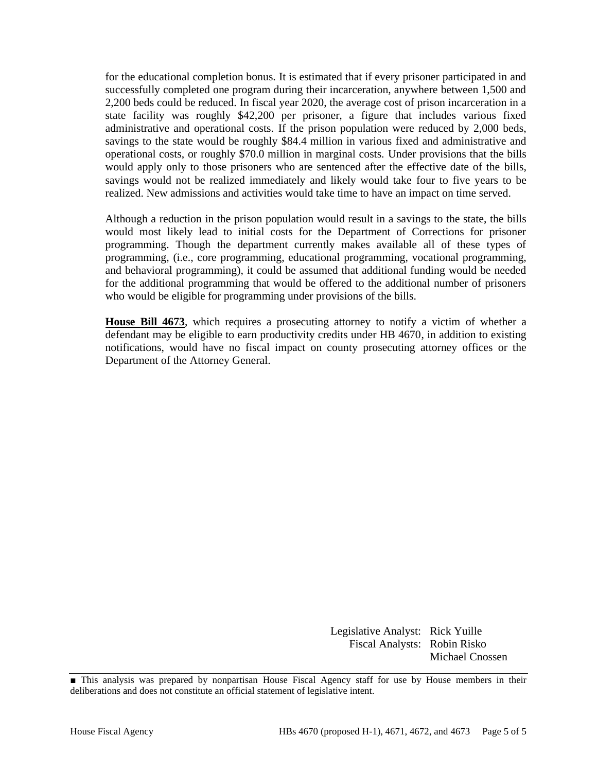for the educational completion bonus. It is estimated that if every prisoner participated in and successfully completed one program during their incarceration, anywhere between 1,500 and 2,200 beds could be reduced. In fiscal year 2020, the average cost of prison incarceration in a state facility was roughly $42,200 per prisoner, a figure that includes various fixed administrative and operational costs. If the prison population were reduced by 2,000 beds, savings to the state would be roughly $84.4 million in various fixed and administrative and operational costs, or roughly $70.0 million in marginal costs. Under provisions that the bills would apply only to those prisoners who are sentenced after the effective date of the bills, savings would not be realized immediately and likely would take four to five years to be realized. New admissions and activities would take time to have an impact on time served.

Although a reduction in the prison population would result in a savings to the state, the bills would most likely lead to initial costs for the Department of Corrections for prisoner programming. Though the department currently makes available all of these types of programming, (i.e., core programming, educational programming, vocational programming, and behavioral programming), it could be assumed that additional funding would be needed for the additional programming that would be offered to the additional number of prisoners who would be eligible for programming under provisions of the bills.

**House Bill 4673**, which requires a prosecuting attorney to notify a victim of whether a defendant may be eligible to earn productivity credits under HB 4670, in addition to existing notifications, would have no fiscal impact on county prosecuting attorney offices or the Department of the Attorney General.

Legislative Analyst: Rick Yuille
Fiscal Analysts: Robin Risko
Michael Cnossen

■ This analysis was prepared by nonpartisan House Fiscal Agency staff for use by House members in their deliberations and does not constitute an official statement of legislative intent.